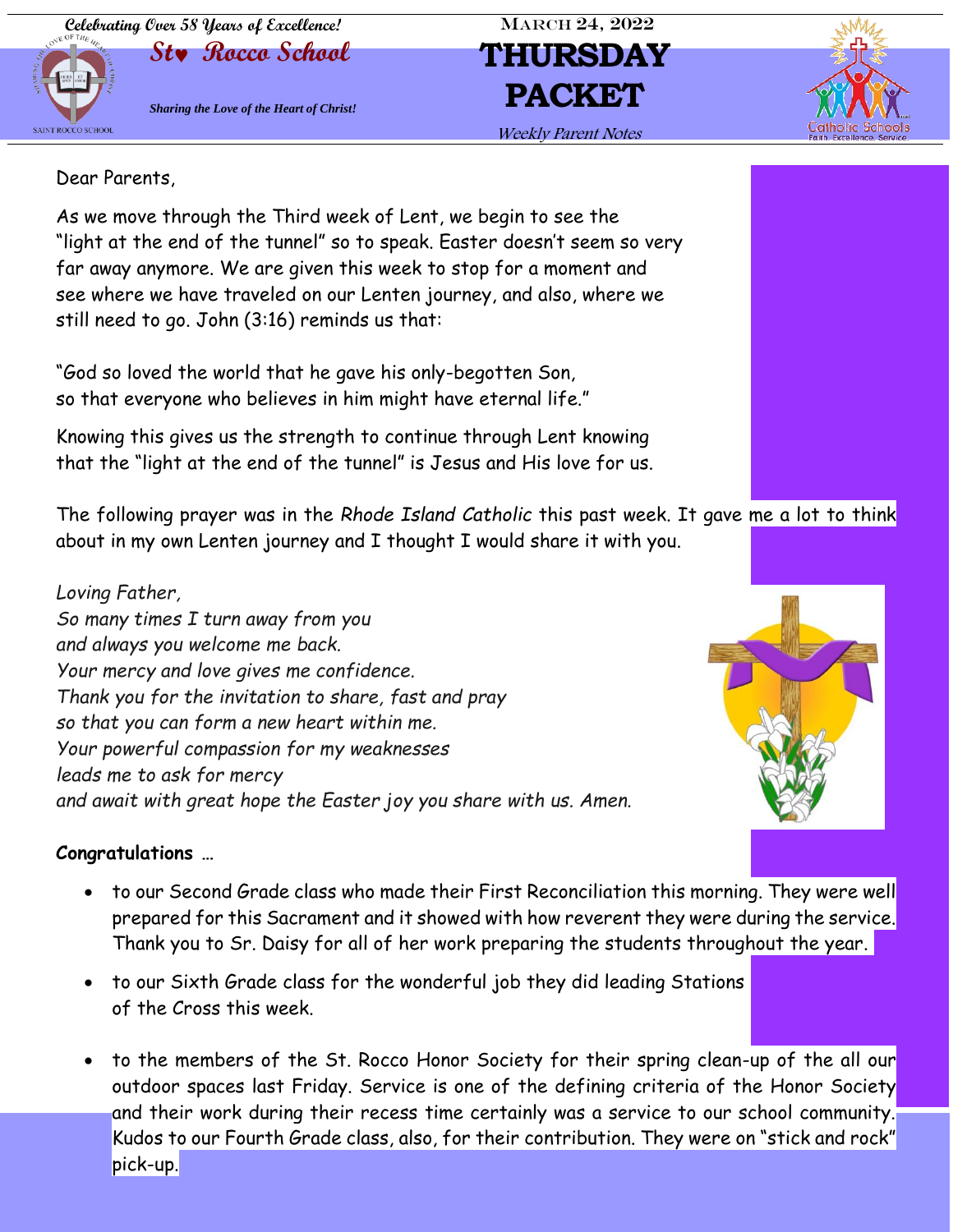Celebrating Over 58 Years of Excellence!

**St. Rocco School**

*Sharing the Love of the Heart of Christ!*

MARCH 24, 2022

# THURSDAY PACKET

*Weekly Parent Notes*

Dear Parents,

As we move through the Third week of Lent, we begin to see the "light at the end of the tunnel" so to speak. Easter doesn't seem so very far away anymore. We are given this week to stop for a moment and see where we have traveled on our Lenten journey, and also, where we still need to go. John (3:16) reminds us that:

"God so loved the world that he gave his only-begotten Son,
so that everyone who believes in him might have eternal life."

Knowing this gives us the strength to continue through Lent knowing that the "light at the end of the tunnel" is Jesus and His love for us.

The following prayer was in the *Rhode Island Catholic* this past week. It gave me a lot to think about in my own Lenten journey and I thought I would share it with you.

*Loving Father,*
*So many times I turn away from you*
*and always you welcome me back.*
*Your mercy and love gives me confidence.*
*Thank you for the invitation to share, fast and pray*
*so that you can form a new heart within me.*
*Your powerful compassion for my weaknesses*
*leads me to ask for mercy*
*and await with great hope the Easter joy you share with us. Amen.*

**Congratulations** …

- to our Second Grade class who made their First Reconciliation this morning. They were well prepared for this Sacrament and it showed with how reverent they were during the service. Thank you to Sr. Daisy for all of her work preparing the students throughout the year.
- to our Sixth Grade class for the wonderful job they did leading Stations of the Cross this week.
- to the members of the St. Rocco Honor Society for their spring clean-up of the all our outdoor spaces last Friday. Service is one of the defining criteria of the Honor Society and their work during their recess time certainly was a service to our school community. Kudos to our Fourth Grade class, also, for their contribution. They were on "stick and rock" pick-up.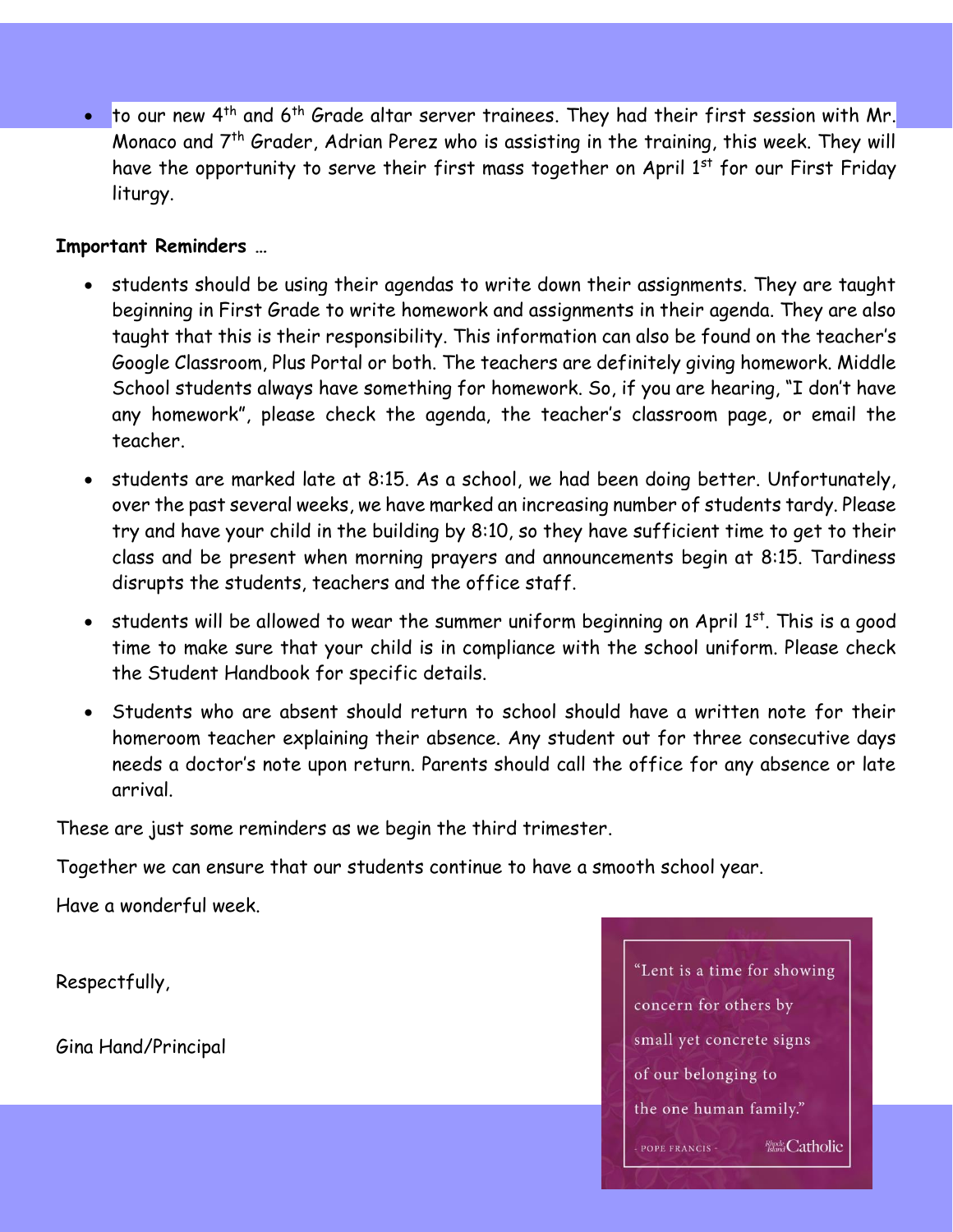- to our new 4th and 6th Grade altar server trainees. They had their first session with Mr. Monaco and 7th Grader, Adrian Perez who is assisting in the training, this week. They will have the opportunity to serve their first mass together on April 1st for our First Friday liturgy.

**Important Reminders …**

- students should be using their agendas to write down their assignments. They are taught beginning in First Grade to write homework and assignments in their agenda. They are also taught that this is their responsibility. This information can also be found on the teacher's Google Classroom, Plus Portal or both. The teachers are definitely giving homework. Middle School students always have something for homework. So, if you are hearing, "I don't have any homework", please check the agenda, the teacher's classroom page, or email the teacher.
- students are marked late at 8:15. As a school, we had been doing better. Unfortunately, over the past several weeks, we have marked an increasing number of students tardy. Please try and have your child in the building by 8:10, so they have sufficient time to get to their class and be present when morning prayers and announcements begin at 8:15. Tardiness disrupts the students, teachers and the office staff.
- students will be allowed to wear the summer uniform beginning on April 1st. This is a good time to make sure that your child is in compliance with the school uniform. Please check the Student Handbook for specific details.
- Students who are absent should return to school should have a written note for their homeroom teacher explaining their absence. Any student out for three consecutive days needs a doctor's note upon return. Parents should call the office for any absence or late arrival.

These are just some reminders as we begin the third trimester.

Together we can ensure that our students continue to have a smooth school year.

Have a wonderful week.

Respectfully,

Gina Hand/Principal

"Lent is a time for showing concern for others by small yet concrete signs of our belonging to the one human family."

- POPE FRANCIS -

Rhode Island Catholic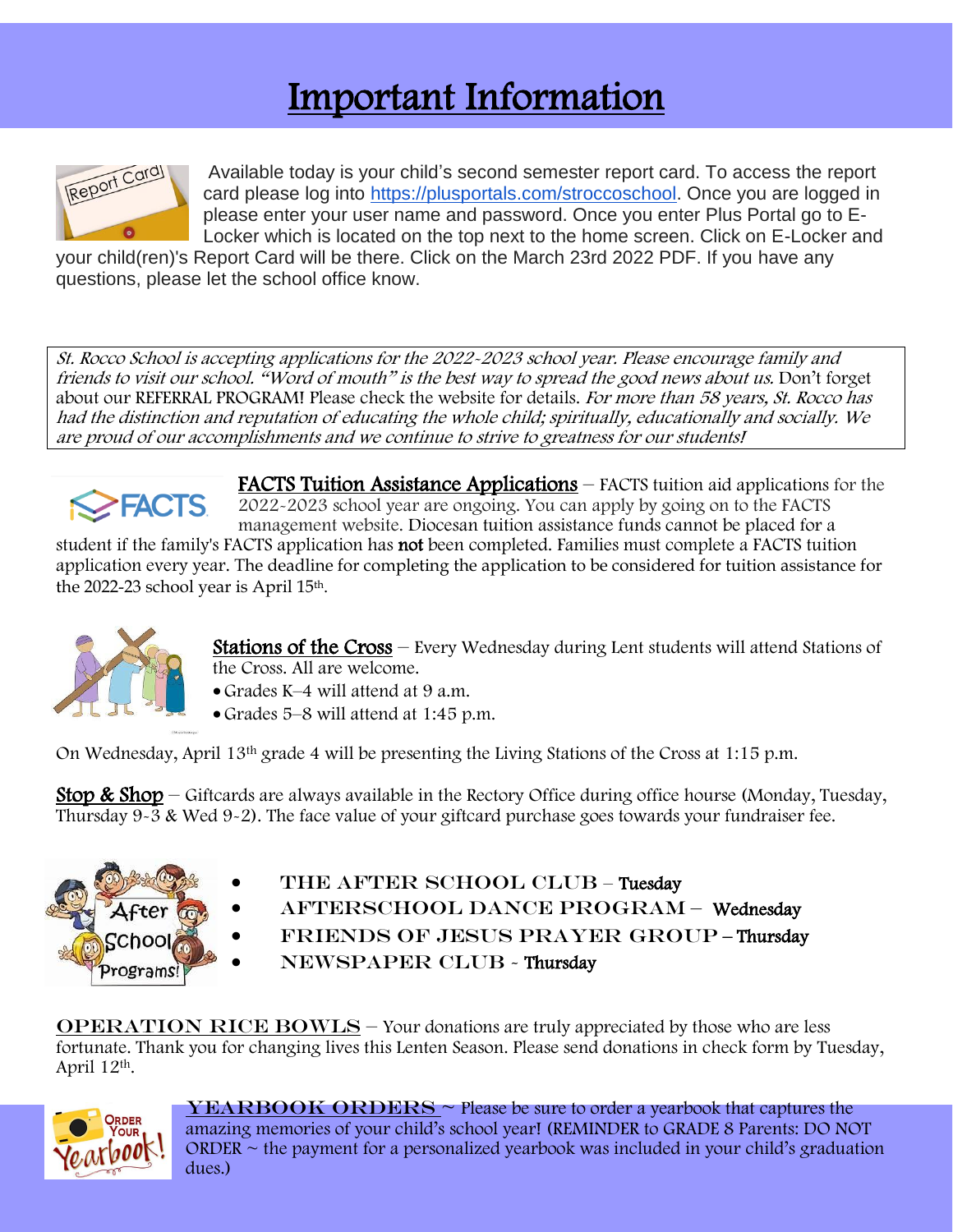# Important Information

Available today is your child's second semester report card. To access the report card please log into https://plusportals.com/stroccoschool. Once you are logged in please enter your user name and password. Once you enter Plus Portal go to E-Locker which is located on the top next to the home screen. Click on E-Locker and your child(ren)'s Report Card will be there. Click on the March 23rd 2022 PDF. If you have any questions, please let the school office know.

*St. Rocco School is accepting applications for the 2022-2023 school year. Please encourage family and friends to visit our school. "Word of mouth" is the best way to spread the good news about us.* Don't forget about our REFERRAL PROGRAM! Please check the website for details. *For more than 58 years, St. Rocco has had the distinction and reputation of educating the whole child; spiritually, educationally and socially. We are proud of our accomplishments and we continue to strive to greatness for our students!*

**FACTS Tuition Assistance Applications** – FACTS tuition aid applications for the 2022-2023 school year are ongoing. You can apply by going on to the FACTS management website. Diocesan tuition assistance funds cannot be placed for a student if the family's FACTS application has **not** been completed. Families must complete a FACTS tuition application every year. The deadline for completing the application to be considered for tuition assistance for the 2022-23 school year is April 15th.

**Stations of the Cross** – Every Wednesday during Lent students will attend Stations of the Cross. All are welcome.

- Grades K–4 will attend at 9 a.m.
- Grades 5–8 will attend at 1:45 p.m.

On Wednesday, April 13th grade 4 will be presenting the Living Stations of the Cross at 1:15 p.m.

**Stop & Shop** – Giftcards are always available in the Rectory Office during office hourse (Monday, Tuesday, Thursday 9-3 & Wed 9-2). The face value of your giftcard purchase goes towards your fundraiser fee.

- THE AFTER SCHOOL CLUB – Tuesday
- AFTERSCHOOL DANCE PROGRAM – Wednesday
- FRIENDS OF JESUS PRAYER GROUP – Thursday
- NEWSPAPER CLUB - Thursday

**OPERATION RICE BOWLS** – Your donations are truly appreciated by those who are less fortunate. Thank you for changing lives this Lenten Season. Please send donations in check form by Tuesday, April 12th.

**YEARBOOK ORDERS** ~ Please be sure to order a yearbook that captures the amazing memories of your child's school year! (REMINDER to GRADE 8 Parents: DO NOT ORDER ~ the payment for a personalized yearbook was included in your child's graduation dues.)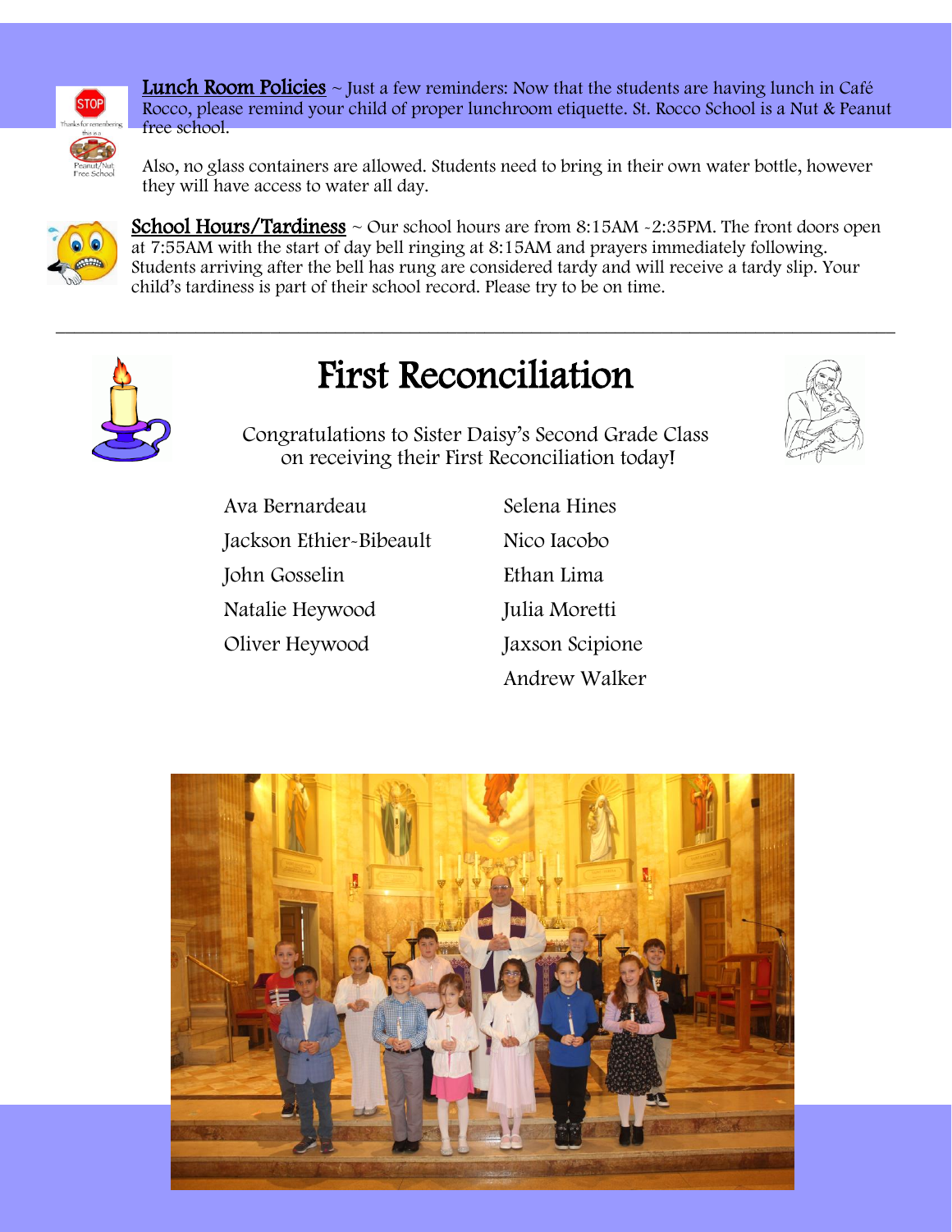**Lunch Room Policies** ~ Just a few reminders: Now that the students are having lunch in Café Rocco, please remind your child of proper lunchroom etiquette. St. Rocco School is a Nut & Peanut free school.

Also, no glass containers are allowed. Students need to bring in their own water bottle, however they will have access to water all day.

**School Hours/Tardiness** ~ Our school hours are from 8:15AM -2:35PM. The front doors open at 7:55AM with the start of day bell ringing at 8:15AM and prayers immediately following. Students arriving after the bell has rung are considered tardy and will receive a tardy slip. Your child's tardiness is part of their school record. Please try to be on time.

---

# First Reconciliation

Congratulations to Sister Daisy's Second Grade Class on receiving their First Reconciliation today!

Ava Bernardeau
Jackson Ethier-Bibeault
John Gosselin
Natalie Heywood
Oliver Heywood
Selena Hines
Nico Iacobo
Ethan Lima
Julia Moretti
Jaxson Scipione
Andrew Walker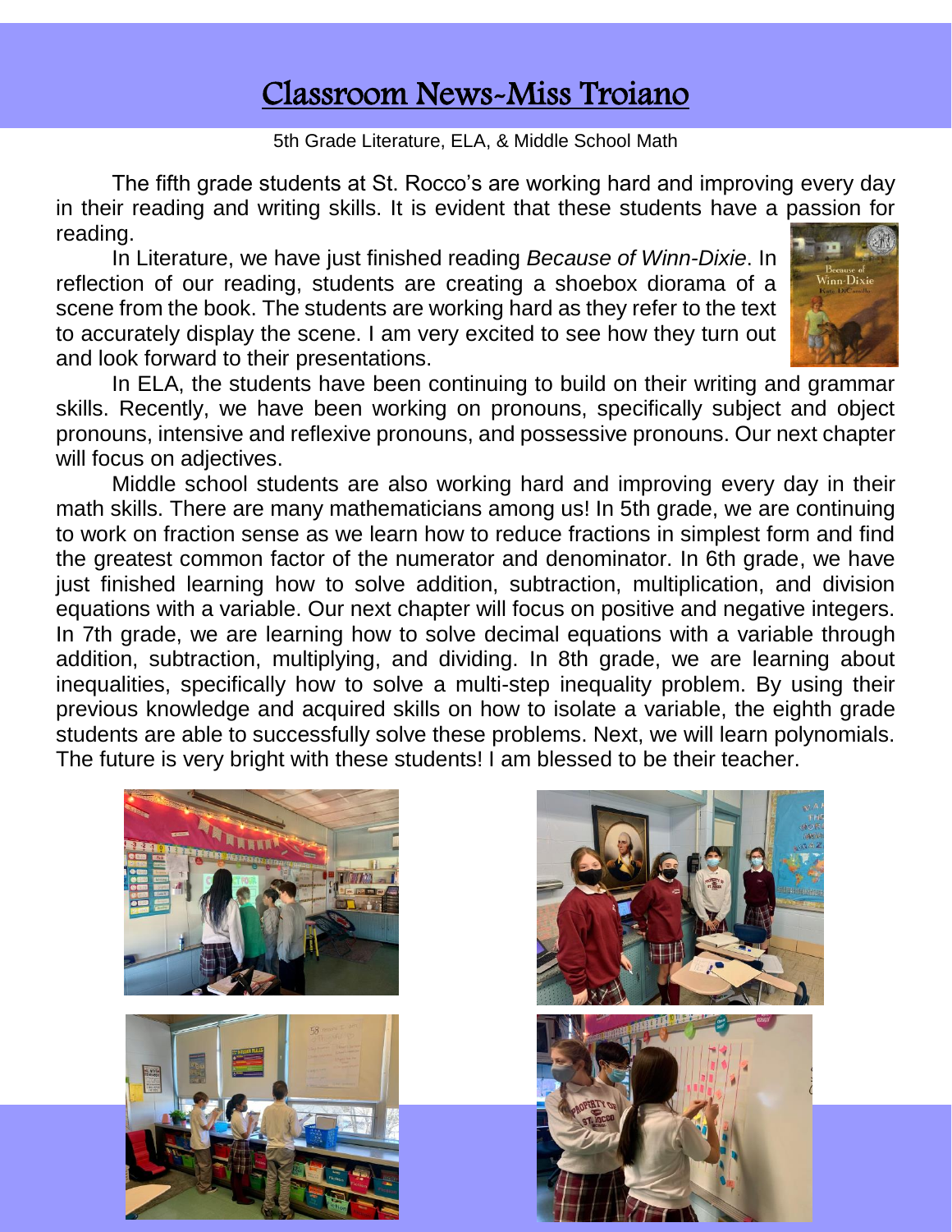# Classroom News-Miss Troiano

5th Grade Literature, ELA, & Middle School Math

The fifth grade students at St. Rocco's are working hard and improving every day in their reading and writing skills. It is evident that these students have a passion for reading.

In Literature, we have just finished reading *Because of Winn-Dixie*. In reflection of our reading, students are creating a shoebox diorama of a scene from the book. The students are working hard as they refer to the text to accurately display the scene. I am very excited to see how they turn out and look forward to their presentations.

In ELA, the students have been continuing to build on their writing and grammar skills. Recently, we have been working on pronouns, specifically subject and object pronouns, intensive and reflexive pronouns, and possessive pronouns. Our next chapter will focus on adjectives.

Middle school students are also working hard and improving every day in their math skills. There are many mathematicians among us! In 5th grade, we are continuing to work on fraction sense as we learn how to reduce fractions in simplest form and find the greatest common factor of the numerator and denominator. In 6th grade, we have just finished learning how to solve addition, subtraction, multiplication, and division equations with a variable. Our next chapter will focus on positive and negative integers. In 7th grade, we are learning how to solve decimal equations with a variable through addition, subtraction, multiplying, and dividing. In 8th grade, we are learning about inequalities, specifically how to solve a multi-step inequality problem. By using their previous knowledge and acquired skills on how to isolate a variable, the eighth grade students are able to successfully solve these problems. Next, we will learn polynomials. The future is very bright with these students! I am blessed to be their teacher.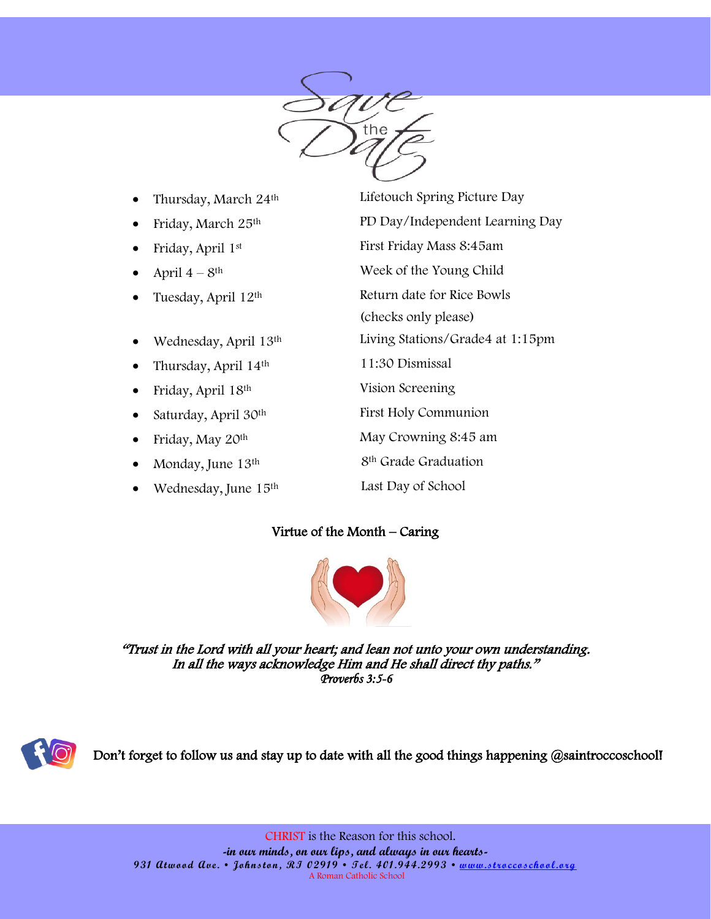# Save the Date

- Thursday, March 24th — Lifetouch Spring Picture Day
- Friday, March 25th — PD Day/Independent Learning Day
- Friday, April 1st — First Friday Mass 8:45am
- April 4 – 8th — Week of the Young Child
- Tuesday, April 12th — Return date for Rice Bowls (checks only please)
- Wednesday, April 13th — Living Stations/Grade4 at 1:15pm
- Thursday, April 14th — 11:30 Dismissal
- Friday, April 18th — Vision Screening
- Saturday, April 30th — First Holy Communion
- Friday, May 20th — May Crowning 8:45 am
- Monday, June 13th — 8th Grade Graduation
- Wednesday, June 15th — Last Day of School

## Virtue of the Month – Caring

*"Trust in the Lord with all your heart; and lean not unto your own understanding.*
*In all the ways acknowledge Him and He shall direct thy paths."*
*Proverbs 3:5-6*

Don't forget to follow us and stay up to date with all the good things happening @saintroccoschool!

CHRIST is the Reason for this school.
*-in our minds, on our lips, and always in our hearts-*
931 Atwood Ave. • Johnston, RI 02919 • Tel. 401.944.2993 • www.stroccoschool.org
A Roman Catholic School